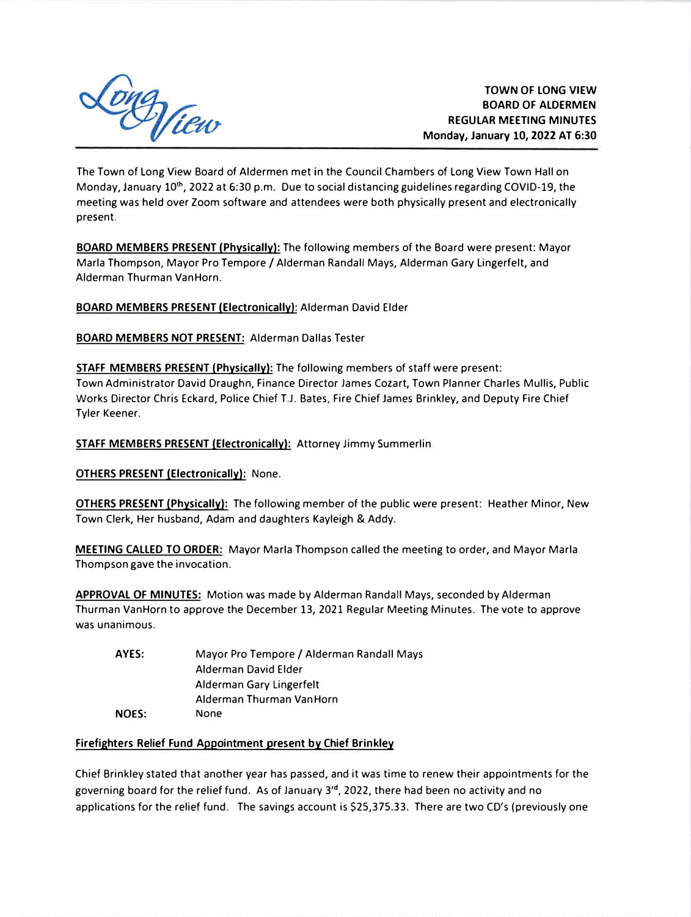**TOWN OF LONG VIEW**
**BOARD OF ALDERMEN**
**REGULAR MEETING MINUTES**
**Monday, January 10, 2022 AT 6:30**

The Town of Long View Board of Aldermen met in the Council Chambers of Long View Town Hall on Monday, January 10th, 2022 at 6:30 p.m. Due to social distancing guidelines regarding COVID-19, the meeting was held over Zoom software and attendees were both physically present and electronically present.

**BOARD MEMBERS PRESENT (Physically):** The following members of the Board were present: Mayor Marla Thompson, Mayor Pro Tempore / Alderman Randall Mays, Alderman Gary Lingerfelt, and Alderman Thurman VanHorn.

**BOARD MEMBERS PRESENT (Electronically):** Alderman David Elder

**BOARD MEMBERS NOT PRESENT:** Alderman Dallas Tester

**STAFF MEMBERS PRESENT (Physically):** The following members of staff were present: Town Administrator David Draughn, Finance Director James Cozart, Town Planner Charles Mullis, Public Works Director Chris Eckard, Police Chief T.J. Bates, Fire Chief James Brinkley, and Deputy Fire Chief Tyler Keener.

**STAFF MEMBERS PRESENT (Electronically):** Attorney Jimmy Summerlin

**OTHERS PRESENT (Electronically):** None.

**OTHERS PRESENT (Physically):** The following member of the public were present: Heather Minor, New Town Clerk, Her husband, Adam and daughters Kayleigh & Addy.

**MEETING CALLED TO ORDER:** Mayor Marla Thompson called the meeting to order, and Mayor Marla Thompson gave the invocation.

**APPROVAL OF MINUTES:** Motion was made by Alderman Randall Mays, seconded by Alderman Thurman VanHorn to approve the December 13, 2021 Regular Meeting Minutes. The vote to approve was unanimous.

| | |
|---|---|
| **AYES:** | Mayor Pro Tempore / Alderman Randall Mays |
| | Alderman David Elder |
| | Alderman Gary Lingerfelt |
| | Alderman Thurman VanHorn |
| **NOES:** | None |

**Firefighters Relief Fund Appointment present by Chief Brinkley**

Chief Brinkley stated that another year has passed, and it was time to renew their appointments for the governing board for the relief fund. As of January 3rd, 2022, there had been no activity and no applications for the relief fund. The savings account is $25,375.33. There are two CD's (previously one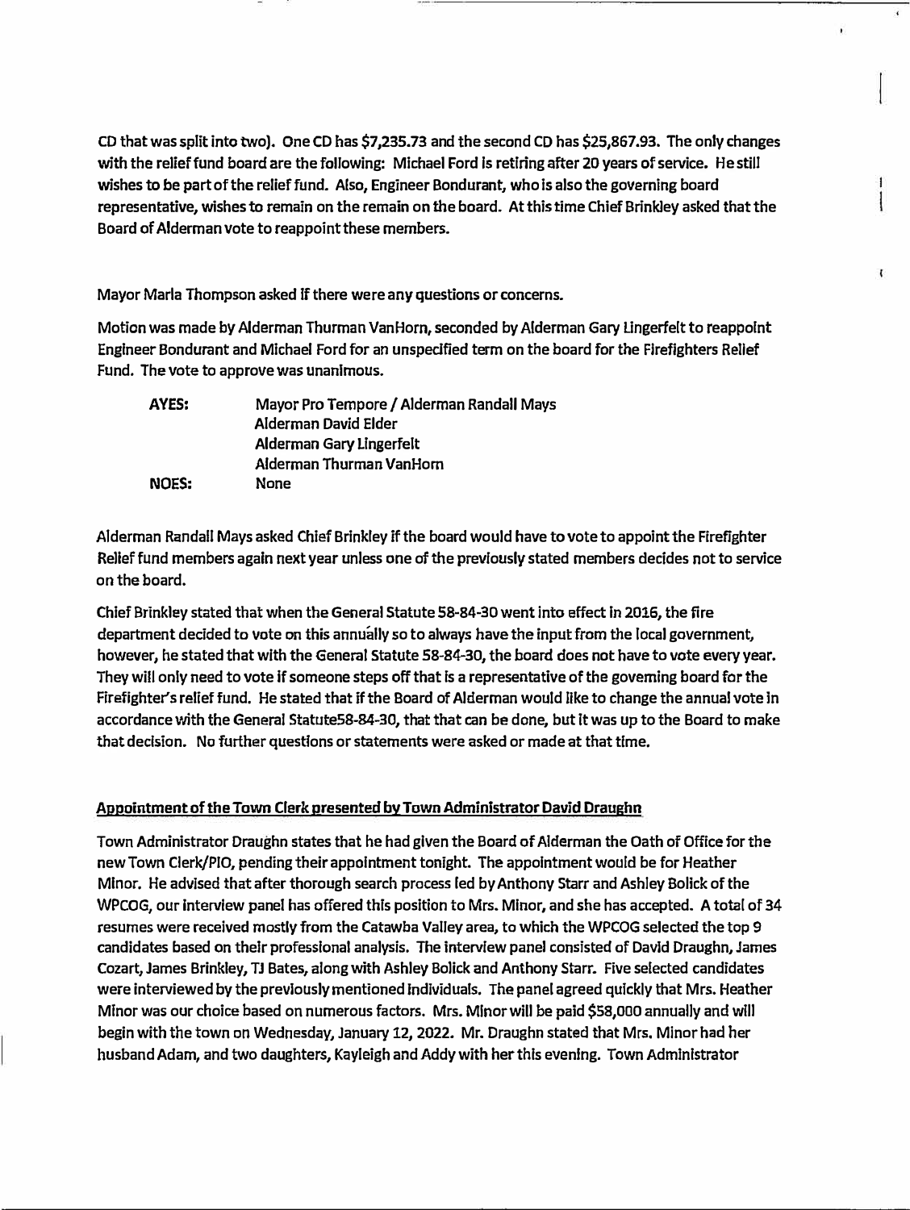CD that was split into two). One CD has $7,235.73 and the second CD has $25,867.93. The only changes with the relief fund board are the following: Michael Ford is retiring after 20 years of service. He still wishes to be part of the relief fund. Also, Engineer Bondurant, who is also the governing board representative, wishes to remain on the remain on the board. At this time Chief Brinkley asked that the Board of Alderman vote to reappoint these members.

Mayor Marla Thompson asked if there were any questions or concerns.

Motion was made by Alderman Thurman VanHorn, seconded by Alderman Gary Lingerfelt to reappoint Engineer Bondurant and Michael Ford for an unspecified term on the board for the Firefighters Relief Fund. The vote to approve was unanimous.

| | |
|---|---|
| **AYES:** | Mayor Pro Tempore / Alderman Randall Mays |
| | Alderman David Elder |
| | Alderman Gary Lingerfelt |
| | Alderman Thurman VanHorn |
| **NOES:** | None |

Alderman Randall Mays asked Chief Brinkley if the board would have to vote to appoint the Firefighter Relief fund members again next year unless one of the previously stated members decides not to service on the board.

Chief Brinkley stated that when the General Statute 58-84-30 went into effect in 2016, the fire department decided to vote on this annually so to always have the input from the local government, however, he stated that with the General Statute 58-84-30, the board does not have to vote every year. They will only need to vote if someone steps off that is a representative of the governing board for the Firefighter's relief fund. He stated that if the Board of Alderman would like to change the annual vote in accordance with the General Statute58-84-30, that that can be done, but it was up to the Board to make that decision. No further questions or statements were asked or made at that time.

**<u>Appointment of the Town Clerk presented by Town Administrator David Draughn</u>**

Town Administrator Draughn states that he had given the Board of Alderman the Oath of Office for the new Town Clerk/PIO, pending their appointment tonight. The appointment would be for Heather Minor. He advised that after thorough search process led by Anthony Starr and Ashley Bolick of the WPCOG, our interview panel has offered this position to Mrs. Minor, and she has accepted. A total of 34 resumes were received mostly from the Catawba Valley area, to which the WPCOG selected the top 9 candidates based on their professional analysis. The interview panel consisted of David Draughn, James Cozart, James Brinkley, TJ Bates, along with Ashley Bolick and Anthony Starr. Five selected candidates were interviewed by the previously mentioned individuals. The panel agreed quickly that Mrs. Heather Minor was our choice based on numerous factors. Mrs. Minor will be paid $58,000 annually and will begin with the town on Wednesday, January 12, 2022. Mr. Draughn stated that Mrs. Minor had her husband Adam, and two daughters, Kayleigh and Addy with her this evening. Town Administrator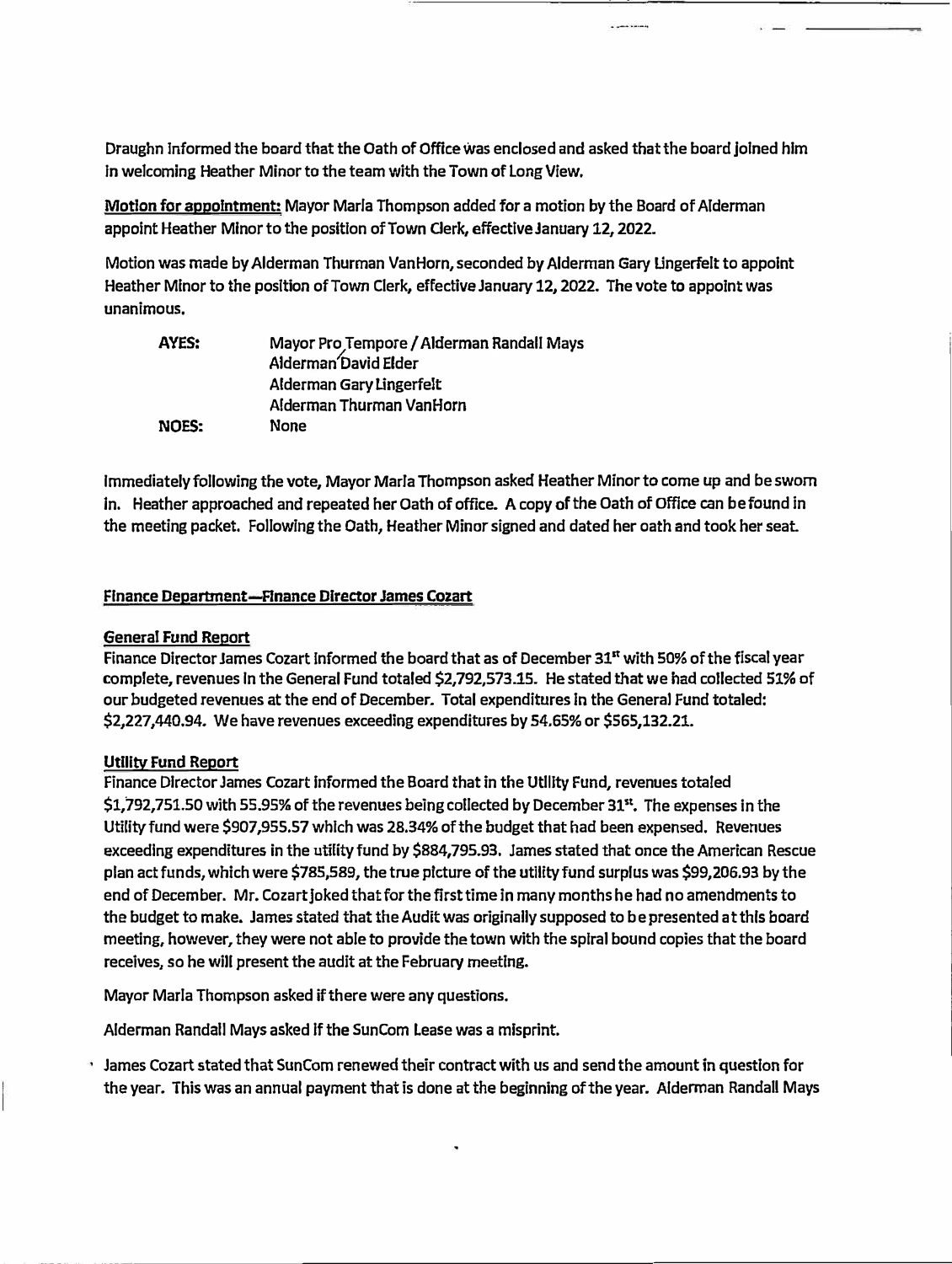Draughn informed the board that the Oath of Office was enclosed and asked that the board joined him in welcoming Heather Minor to the team with the Town of Long View.

**Motion for appointment:** Mayor Marla Thompson added for a motion by the Board of Alderman appoint Heather Minor to the position of Town Clerk, effective January 12, 2022.

Motion was made by Alderman Thurman VanHorn, seconded by Alderman Gary Lingerfelt to appoint Heather Minor to the position of Town Clerk, effective January 12, 2022. The vote to appoint was unanimous.

| | |
|---|---|
| **AYES:** | Mayor Pro Tempore / Alderman Randall Mays |
| | Alderman David Elder |
| | Alderman Gary Lingerfelt |
| | Alderman Thurman VanHorn |
| **NOES:** | None |

Immediately following the vote, Mayor Marla Thompson asked Heather Minor to come up and be sworn in. Heather approached and repeated her Oath of office. A copy of the Oath of Office can be found in the meeting packet. Following the Oath, Heather Minor signed and dated her oath and took her seat.

## Finance Department—Finance Director James Cozart

### General Fund Report

Finance Director James Cozart informed the board that as of December 31st with 50% of the fiscal year complete, revenues in the General Fund totaled $2,792,573.15. He stated that we had collected 51% of our budgeted revenues at the end of December. Total expenditures in the General Fund totaled: $2,227,440.94. We have revenues exceeding expenditures by 54.65% or $565,132.21.

### Utility Fund Report

Finance Director James Cozart informed the Board that in the Utility Fund, revenues totaled $1,792,751.50 with 55.95% of the revenues being collected by December 31st. The expenses in the Utility fund were $907,955.57 which was 28.34% of the budget that had been expensed. Revenues exceeding expenditures in the utility fund by $884,795.93. James stated that once the American Rescue plan act funds, which were $785,589, the true picture of the utility fund surplus was $99,206.93 by the end of December. Mr. Cozart joked that for the first time in many months he had no amendments to the budget to make. James stated that the Audit was originally supposed to be presented at this board meeting, however, they were not able to provide the town with the spiral bound copies that the board receives, so he will present the audit at the February meeting.

Mayor Marla Thompson asked if there were any questions.

Alderman Randall Mays asked if the SunCom Lease was a misprint.

James Cozart stated that SunCom renewed their contract with us and send the amount in question for the year. This was an annual payment that is done at the beginning of the year. Alderman Randall Mays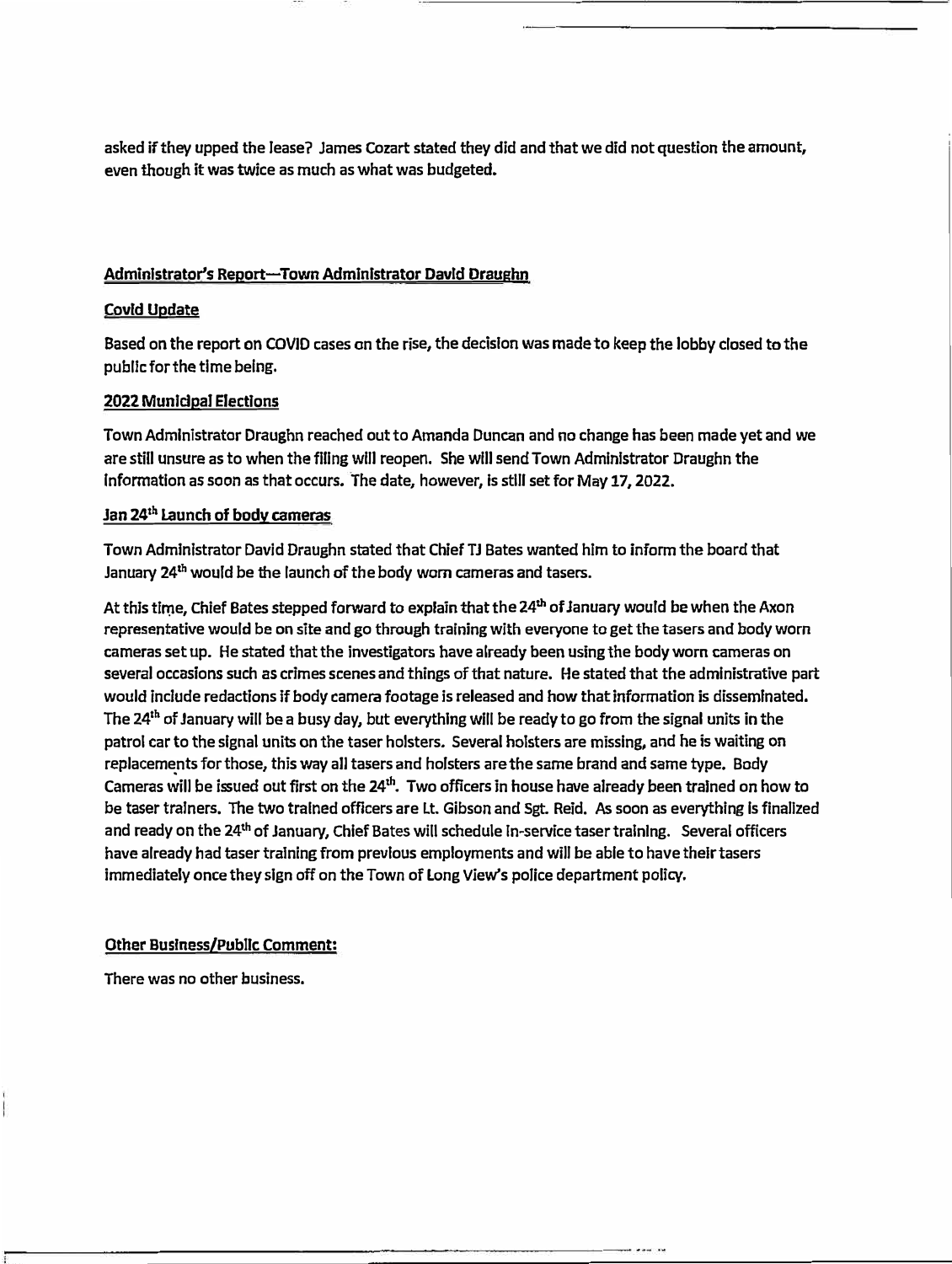asked if they upped the lease? James Cozart stated they did and that we did not question the amount, even though it was twice as much as what was budgeted.

**Administrator's Report—Town Administrator David Draughn**

**Covid Update**

Based on the report on COVID cases on the rise, the decision was made to keep the lobby closed to the public for the time being.

**2022 Municipal Elections**

Town Administrator Draughn reached out to Amanda Duncan and no change has been made yet and we are still unsure as to when the filing will reopen. She will send Town Administrator Draughn the information as soon as that occurs. The date, however, is still set for May 17, 2022.

**Jan 24th Launch of body cameras**

Town Administrator David Draughn stated that Chief TJ Bates wanted him to inform the board that January 24th would be the launch of the body worn cameras and tasers.

At this time, Chief Bates stepped forward to explain that the 24th of January would be when the Axon representative would be on site and go through training with everyone to get the tasers and body worn cameras set up. He stated that the investigators have already been using the body worn cameras on several occasions such as crimes scenes and things of that nature. He stated that the administrative part would include redactions if body camera footage is released and how that information is disseminated. The 24th of January will be a busy day, but everything will be ready to go from the signal units in the patrol car to the signal units on the taser holsters. Several holsters are missing, and he is waiting on replacements for those, this way all tasers and holsters are the same brand and same type. Body Cameras will be issued out first on the 24th. Two officers in house have already been trained on how to be taser trainers. The two trained officers are Lt. Gibson and Sgt. Reid. As soon as everything is finalized and ready on the 24th of January, Chief Bates will schedule in-service taser training. Several officers have already had taser training from previous employments and will be able to have their tasers immediately once they sign off on the Town of Long View's police department policy.

**Other Business/Public Comment:**

There was no other business.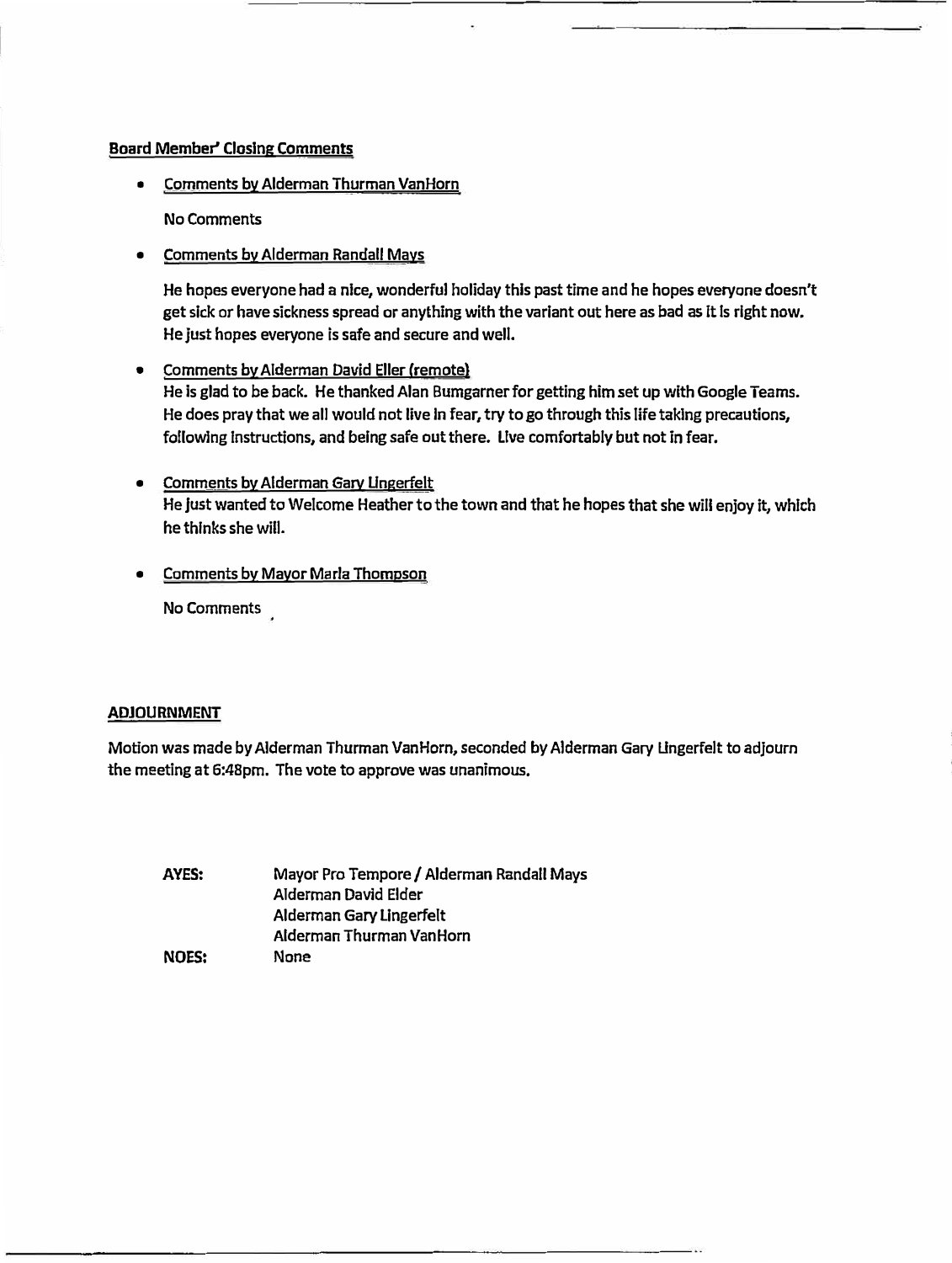**Board Member' Closing Comments**

- Comments by Alderman Thurman VanHorn

  No Comments

- Comments by Alderman Randall Mays

  He hopes everyone had a nice, wonderful holiday this past time and he hopes everyone doesn't get sick or have sickness spread or anything with the variant out here as bad as it is right now. He just hopes everyone is safe and secure and well.

- Comments by Alderman David Eller (remote)

  He is glad to be back. He thanked Alan Bumgarner for getting him set up with Google Teams. He does pray that we all would not live in fear, try to go through this life taking precautions, following instructions, and being safe out there. Live comfortably but not in fear.

- Comments by Alderman Gary Lingerfelt

  He just wanted to Welcome Heather to the town and that he hopes that she will enjoy it, which he thinks she will.

- Comments by Mayor Marla Thompson

  No Comments

**ADJOURNMENT**

Motion was made by Alderman Thurman VanHorn, seconded by Alderman Gary Lingerfelt to adjourn the meeting at 6:48pm. The vote to approve was unanimous.

| | |
|---|---|
| **AYES:** | Mayor Pro Tempore / Alderman Randall Mays |
| | Alderman David Elder |
| | Alderman Gary Lingerfelt |
| | Alderman Thurman VanHorn |
| **NOES:** | None |